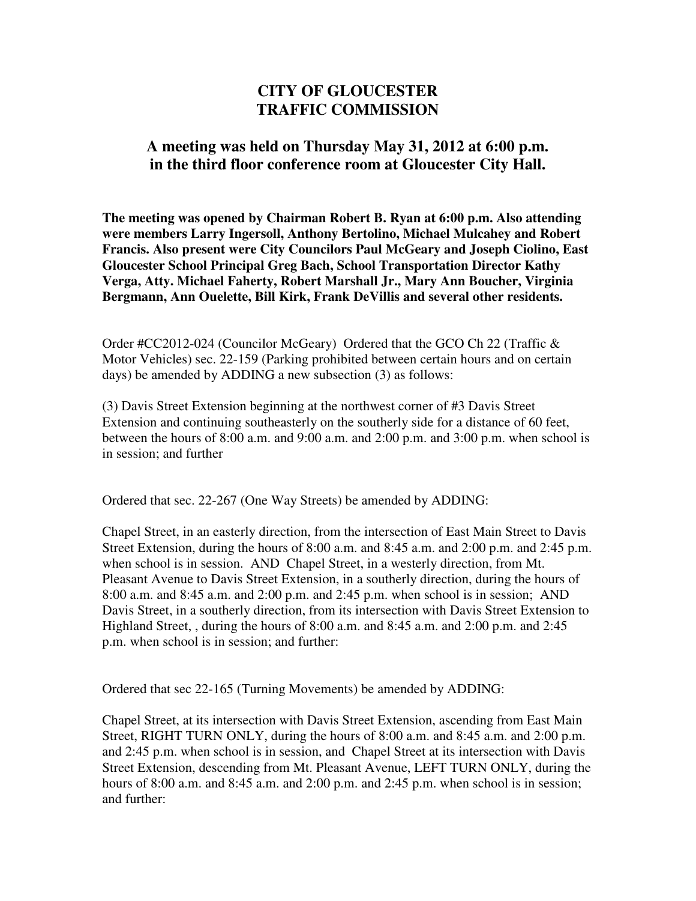# CITY OF GLOUCESTER
# TRAFFIC COMMISSION

## A meeting was held on Thursday May 31, 2012 at 6:00 p.m. in the third floor conference room at Gloucester City Hall.

**The meeting was opened by Chairman Robert B. Ryan at 6:00 p.m. Also attending were members Larry Ingersoll, Anthony Bertolino, Michael Mulcahey and Robert Francis. Also present were City Councilors Paul McGeary and Joseph Ciolino, East Gloucester School Principal Greg Bach, School Transportation Director Kathy Verga, Atty. Michael Faherty, Robert Marshall Jr., Mary Ann Boucher, Virginia Bergmann, Ann Ouelette, Bill Kirk, Frank DeVillis and several other residents.**

Order #CC2012-024 (Councilor McGeary) Ordered that the GCO Ch 22 (Traffic & Motor Vehicles) sec. 22-159 (Parking prohibited between certain hours and on certain days) be amended by ADDING a new subsection (3) as follows:

(3) Davis Street Extension beginning at the northwest corner of #3 Davis Street Extension and continuing southeasterly on the southerly side for a distance of 60 feet, between the hours of 8:00 a.m. and 9:00 a.m. and 2:00 p.m. and 3:00 p.m. when school is in session; and further

Ordered that sec. 22-267 (One Way Streets) be amended by ADDING:

Chapel Street, in an easterly direction, from the intersection of East Main Street to Davis Street Extension, during the hours of 8:00 a.m. and 8:45 a.m. and 2:00 p.m. and 2:45 p.m. when school is in session. AND Chapel Street, in a westerly direction, from Mt. Pleasant Avenue to Davis Street Extension, in a southerly direction, during the hours of 8:00 a.m. and 8:45 a.m. and 2:00 p.m. and 2:45 p.m. when school is in session; AND Davis Street, in a southerly direction, from its intersection with Davis Street Extension to Highland Street, , during the hours of 8:00 a.m. and 8:45 a.m. and 2:00 p.m. and 2:45 p.m. when school is in session; and further:

Ordered that sec 22-165 (Turning Movements) be amended by ADDING:

Chapel Street, at its intersection with Davis Street Extension, ascending from East Main Street, RIGHT TURN ONLY, during the hours of 8:00 a.m. and 8:45 a.m. and 2:00 p.m. and 2:45 p.m. when school is in session, and Chapel Street at its intersection with Davis Street Extension, descending from Mt. Pleasant Avenue, LEFT TURN ONLY, during the hours of 8:00 a.m. and 8:45 a.m. and 2:00 p.m. and 2:45 p.m. when school is in session; and further: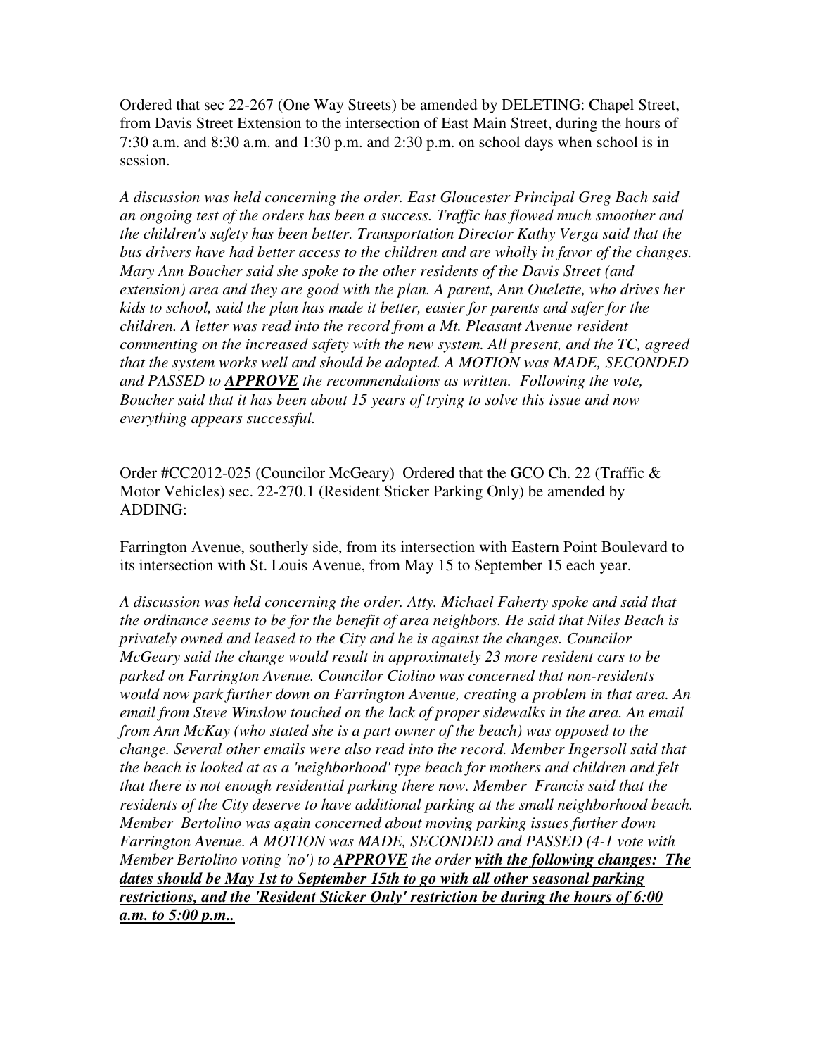Ordered that sec 22-267 (One Way Streets) be amended by DELETING: Chapel Street, from Davis Street Extension to the intersection of East Main Street, during the hours of 7:30 a.m. and 8:30 a.m. and 1:30 p.m. and 2:30 p.m. on school days when school is in session.

*A discussion was held concerning the order. East Gloucester Principal Greg Bach said an ongoing test of the orders has been a success. Traffic has flowed much smoother and the children's safety has been better. Transportation Director Kathy Verga said that the bus drivers have had better access to the children and are wholly in favor of the changes. Mary Ann Boucher said she spoke to the other residents of the Davis Street (and extension) area and they are good with the plan. A parent, Ann Ouelette, who drives her kids to school, said the plan has made it better, easier for parents and safer for the children. A letter was read into the record from a Mt. Pleasant Avenue resident commenting on the increased safety with the new system. All present, and the TC, agreed that the system works well and should be adopted. A MOTION was MADE, SECONDED and PASSED to **APPROVE** the recommendations as written. Following the vote, Boucher said that it has been about 15 years of trying to solve this issue and now everything appears successful.*

Order #CC2012-025 (Councilor McGeary) Ordered that the GCO Ch. 22 (Traffic & Motor Vehicles) sec. 22-270.1 (Resident Sticker Parking Only) be amended by ADDING:

Farrington Avenue, southerly side, from its intersection with Eastern Point Boulevard to its intersection with St. Louis Avenue, from May 15 to September 15 each year.

*A discussion was held concerning the order. Atty. Michael Faherty spoke and said that the ordinance seems to be for the benefit of area neighbors. He said that Niles Beach is privately owned and leased to the City and he is against the changes. Councilor McGeary said the change would result in approximately 23 more resident cars to be parked on Farrington Avenue. Councilor Ciolino was concerned that non-residents would now park further down on Farrington Avenue, creating a problem in that area. An email from Steve Winslow touched on the lack of proper sidewalks in the area. An email from Ann McKay (who stated she is a part owner of the beach) was opposed to the change. Several other emails were also read into the record. Member Ingersoll said that the beach is looked at as a 'neighborhood' type beach for mothers and children and felt that there is not enough residential parking there now. Member Francis said that the residents of the City deserve to have additional parking at the small neighborhood beach. Member Bertolino was again concerned about moving parking issues further down Farrington Avenue. A MOTION was MADE, SECONDED and PASSED (4-1 vote with Member Bertolino voting 'no') to **APPROVE** the order **with the following changes: The dates should be May 1st to September 15th to go with all other seasonal parking restrictions, and the 'Resident Sticker Only' restriction be during the hours of 6:00 a.m. to 5:00 p.m..***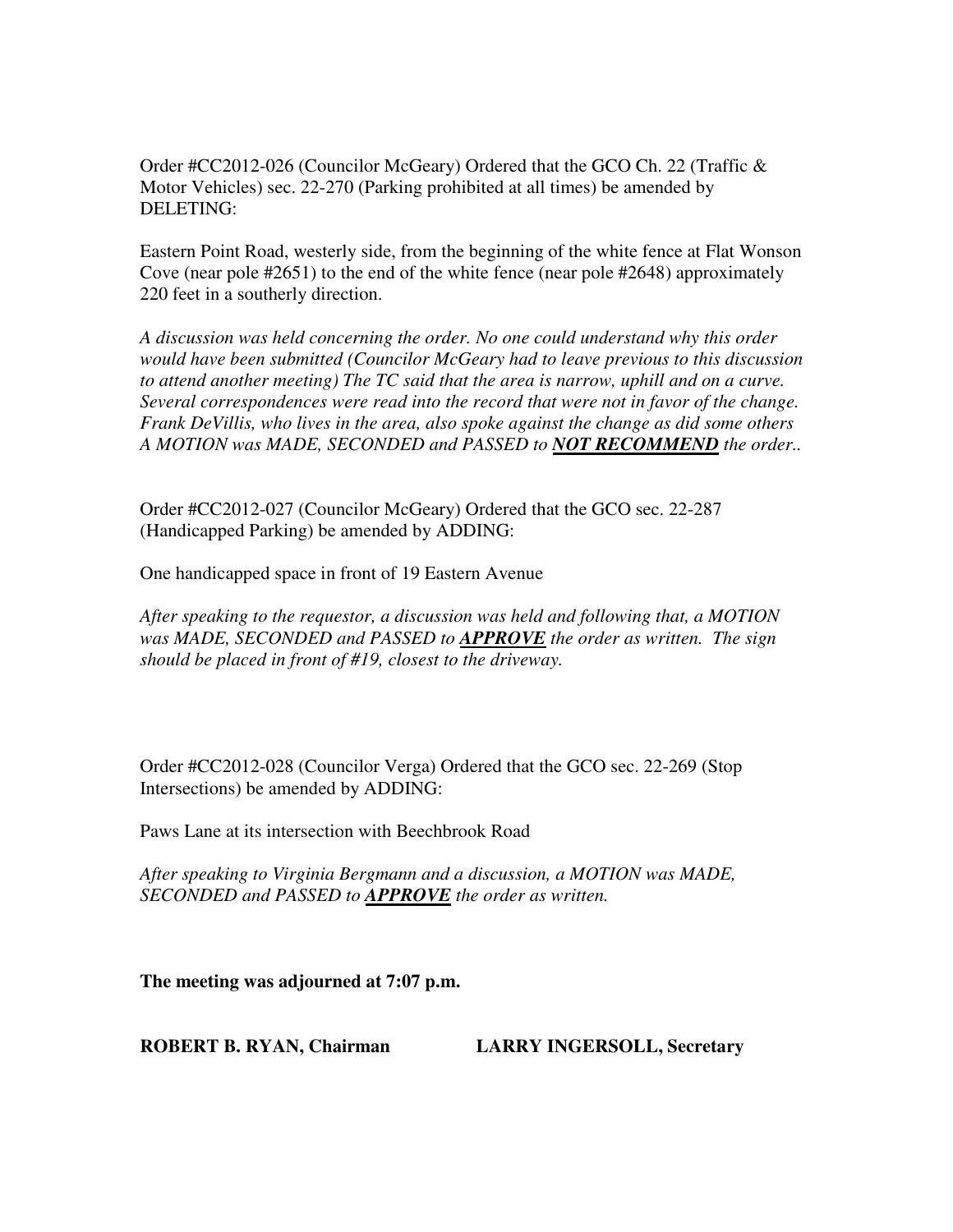Order #CC2012-026 (Councilor McGeary) Ordered that the GCO Ch. 22 (Traffic & Motor Vehicles) sec. 22-270 (Parking prohibited at all times) be amended by DELETING:

Eastern Point Road, westerly side, from the beginning of the white fence at Flat Wonson Cove (near pole #2651) to the end of the white fence (near pole #2648) approximately 220 feet in a southerly direction.

*A discussion was held concerning the order. No one could understand why this order would have been submitted (Councilor McGeary had to leave previous to this discussion to attend another meeting) The TC said that the area is narrow, uphill and on a curve. Several correspondences were read into the record that were not in favor of the change. Frank DeVillis, who lives in the area, also spoke against the change as did some others A MOTION was MADE, SECONDED and PASSED to* ***NOT RECOMMEND*** *the order..*

Order #CC2012-027 (Councilor McGeary) Ordered that the GCO sec. 22-287 (Handicapped Parking) be amended by ADDING:

One handicapped space in front of 19 Eastern Avenue

*After speaking to the requestor, a discussion was held and following that, a MOTION was MADE, SECONDED and PASSED to* ***APPROVE*** *the order as written. The sign should be placed in front of #19, closest to the driveway.*

Order #CC2012-028 (Councilor Verga) Ordered that the GCO sec. 22-269 (Stop Intersections) be amended by ADDING:

Paws Lane at its intersection with Beechbrook Road

*After speaking to Virginia Bergmann and a discussion, a MOTION was MADE, SECONDED and PASSED to* ***APPROVE*** *the order as written.*

**The meeting was adjourned at 7:07 p.m.**

**ROBERT B. RYAN, Chairman** **LARRY INGERSOLL, Secretary**